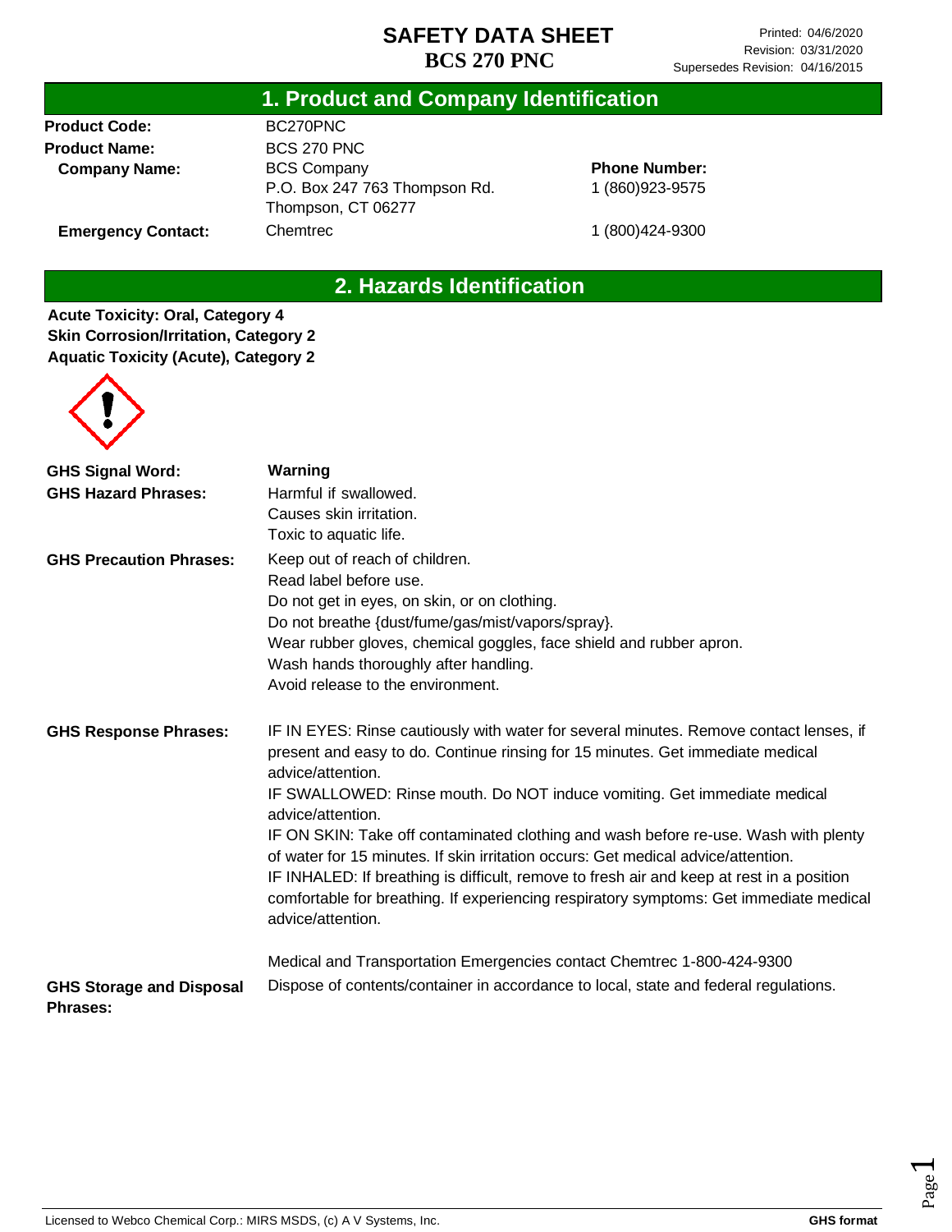# SAFETY DATA SHEET
# BCS 270 PNC

Printed: 04/6/2020
Revision: 03/31/2020
Supersedes Revision: 04/16/2015

## 1. Product and Company Identification

**Product Code:** BC270PNC

**Product Name:** BCS 270 PNC

**Company Name:** BCS Company
P.O. Box 247 763 Thompson Rd.
Thompson, CT 06277

**Phone Number:** 1 (860)923-9575

**Emergency Contact:** Chemtrec 1 (800)424-9300

## 2. Hazards Identification

**Acute Toxicity: Oral, Category 4**
**Skin Corrosion/Irritation, Category 2**
**Aquatic Toxicity (Acute), Category 2**

**GHS Signal Word:** **Warning**

**GHS Hazard Phrases:**
Harmful if swallowed.
Causes skin irritation.
Toxic to aquatic life.

**GHS Precaution Phrases:**
Keep out of reach of children.
Read label before use.
Do not get in eyes, on skin, or on clothing.
Do not breathe {dust/fume/gas/mist/vapors/spray}.
Wear rubber gloves, chemical goggles, face shield and rubber apron.
Wash hands thoroughly after handling.
Avoid release to the environment.

**GHS Response Phrases:**
IF IN EYES: Rinse cautiously with water for several minutes. Remove contact lenses, if present and easy to do. Continue rinsing for 15 minutes. Get immediate medical advice/attention.
IF SWALLOWED: Rinse mouth. Do NOT induce vomiting. Get immediate medical advice/attention.
IF ON SKIN: Take off contaminated clothing and wash before re-use. Wash with plenty of water for 15 minutes. If skin irritation occurs: Get medical advice/attention.
IF INHALED: If breathing is difficult, remove to fresh air and keep at rest in a position comfortable for breathing. If experiencing respiratory symptoms: Get immediate medical advice/attention.

Medical and Transportation Emergencies contact Chemtrec 1-800-424-9300

**GHS Storage and Disposal Phrases:**
Dispose of contents/container in accordance to local, state and federal regulations.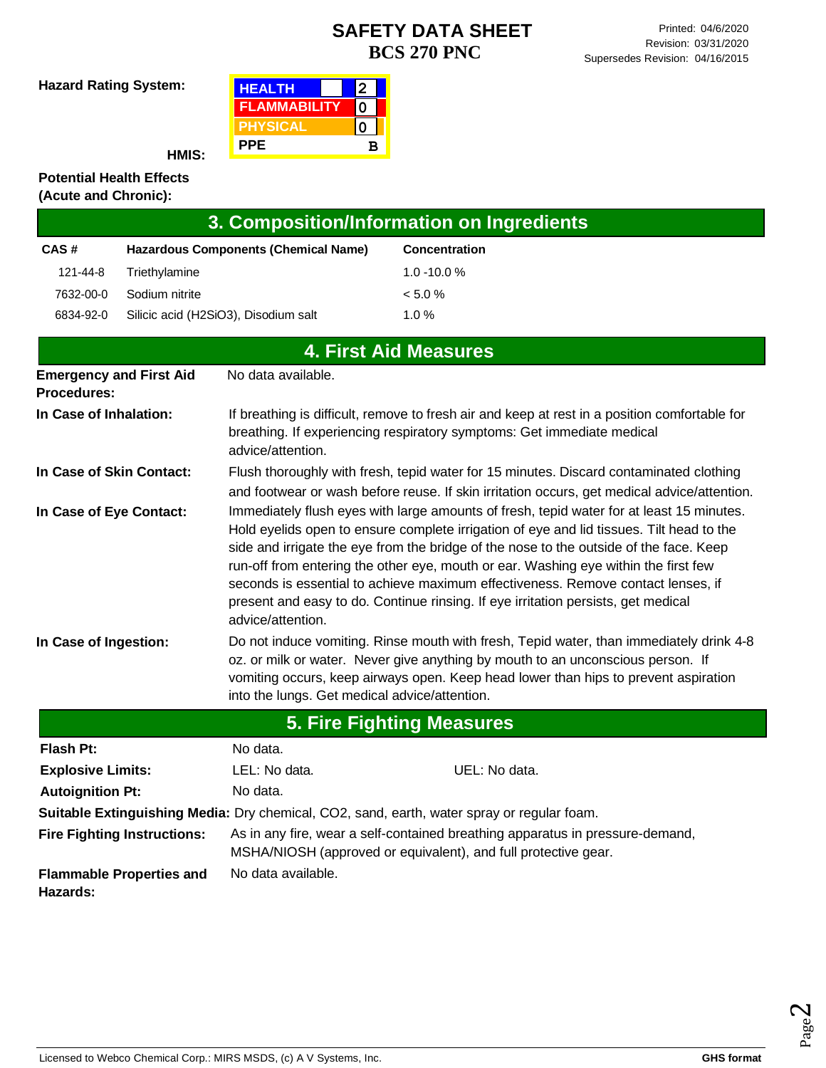# SAFETY DATA SHEET
## BCS 270 PNC

Printed: 04/6/2020
Revision: 03/31/2020
Supersedes Revision: 04/16/2015

**Hazard Rating System:**

**HMIS:**

| HEALTH | 2 |
|---|---|
| FLAMMABILITY | 0 |
| PHYSICAL | 0 |
| PPE | B |

**Potential Health Effects (Acute and Chronic):**

## 3. Composition/Information on Ingredients

| CAS # | Hazardous Components (Chemical Name) | Concentration |
|---|---|---|
| 121-44-8 | Triethylamine | 1.0 -10.0 % |
| 7632-00-0 | Sodium nitrite | < 5.0 % |
| 6834-92-0 | Silicic acid (H2SiO3), Disodium salt | 1.0 % |

## 4. First Aid Measures

**Emergency and First Aid Procedures:** No data available.

**In Case of Inhalation:** If breathing is difficult, remove to fresh air and keep at rest in a position comfortable for breathing. If experiencing respiratory symptoms: Get immediate medical advice/attention.

**In Case of Skin Contact:** Flush thoroughly with fresh, tepid water for 15 minutes. Discard contaminated clothing and footwear or wash before reuse. If skin irritation occurs, get medical advice/attention.

**In Case of Eye Contact:** Immediately flush eyes with large amounts of fresh, tepid water for at least 15 minutes. Hold eyelids open to ensure complete irrigation of eye and lid tissues. Tilt head to the side and irrigate the eye from the bridge of the nose to the outside of the face. Keep run-off from entering the other eye, mouth or ear. Washing eye within the first few seconds is essential to achieve maximum effectiveness. Remove contact lenses, if present and easy to do. Continue rinsing. If eye irritation persists, get medical advice/attention.

**In Case of Ingestion:** Do not induce vomiting. Rinse mouth with fresh, Tepid water, than immediately drink 4-8 oz. or milk or water. Never give anything by mouth to an unconscious person. If vomiting occurs, keep airways open. Keep head lower than hips to prevent aspiration into the lungs. Get medical advice/attention.

## 5. Fire Fighting Measures

**Flash Pt:** No data.

**Explosive Limits:** LEL: No data. UEL: No data.

**Autoignition Pt:** No data.

**Suitable Extinguishing Media:** Dry chemical, CO2, sand, earth, water spray or regular foam.

**Fire Fighting Instructions:** As in any fire, wear a self-contained breathing apparatus in pressure-demand, MSHA/NIOSH (approved or equivalent), and full protective gear.

**Flammable Properties and Hazards:** No data available.

Licensed to Webco Chemical Corp.: MIRS MSDS, (c) A V Systems, Inc. **GHS format**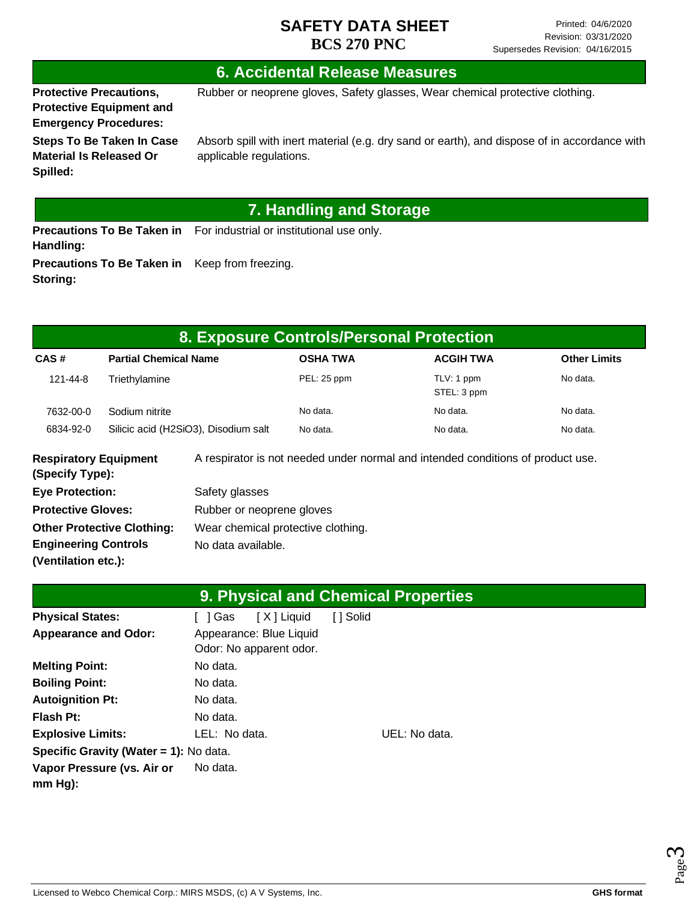## 6. Accidental Release Measures

**Protective Precautions, Protective Equipment and Emergency Procedures:** Rubber or neoprene gloves, Safety glasses, Wear chemical protective clothing.

**Steps To Be Taken In Case Material Is Released Or Spilled:** Absorb spill with inert material (e.g. dry sand or earth), and dispose of in accordance with applicable regulations.

## 7. Handling and Storage

**Precautions To Be Taken in Handling:** For industrial or institutional use only.

**Precautions To Be Taken in Storing:** Keep from freezing.

## 8. Exposure Controls/Personal Protection

| CAS # | Partial Chemical Name | OSHA TWA | ACGIH TWA | Other Limits |
|---|---|---|---|---|
| 121-44-8 | Triethylamine | PEL: 25 ppm | TLV: 1 ppm<br>STEL: 3 ppm | No data. |
| 7632-00-0 | Sodium nitrite | No data. | No data. | No data. |
| 6834-92-0 | Silicic acid ($H_2SiO_3$), Disodium salt | No data. | No data. | No data. |

**Respiratory Equipment (Specify Type):** A respirator is not needed under normal and intended conditions of product use.

**Eye Protection:** Safety glasses

**Protective Gloves:** Rubber or neoprene gloves

**Other Protective Clothing:** Wear chemical protective clothing.

**Engineering Controls (Ventilation etc.):** No data available.

## 9. Physical and Chemical Properties

**Physical States:** [ ] Gas [ X ] Liquid [ ] Solid

**Appearance and Odor:** Appearance: Blue Liquid
Odor: No apparent odor.

**Melting Point:** No data.

**Boiling Point:** No data.

**Autoignition Pt:** No data.

**Flash Pt:** No data.

**Explosive Limits:** LEL: No data. UEL: No data.

**Specific Gravity (Water = 1):** No data.

**Vapor Pressure (vs. Air or mm Hg):** No data.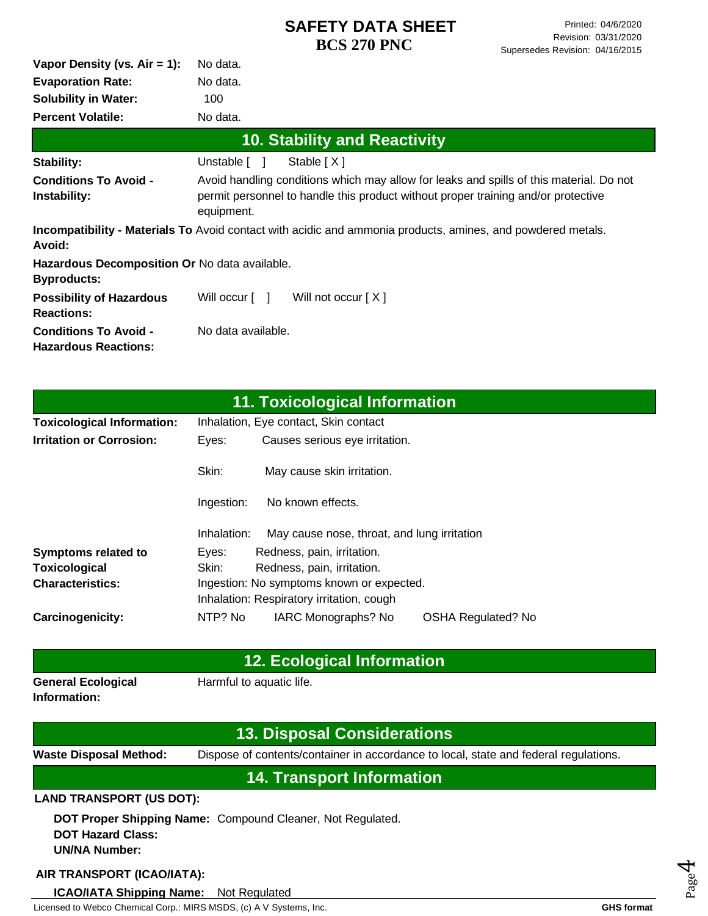| | |
|---|---|
| **Vapor Density (vs. Air = 1):** | No data. |
| **Evaporation Rate:** | No data. |
| **Solubility in Water:** | 100 |
| **Percent Volatile:** | No data. |

## 10. Stability and Reactivity

**Stability:** Unstable [ ] Stable [ X ]

**Conditions To Avoid - Instability:** Avoid handling conditions which may allow for leaks and spills of this material. Do not permit personnel to handle this product without proper training and/or protective equipment.

**Incompatibility - Materials To Avoid:** Avoid contact with acidic and ammonia products, amines, and powdered metals.

**Hazardous Decomposition Or Byproducts:** No data available.

**Possibility of Hazardous Reactions:** Will occur [ ] Will not occur [ X ]

**Conditions To Avoid - Hazardous Reactions:** No data available.

## 11. Toxicological Information

**Toxicological Information:** Inhalation, Eye contact, Skin contact

**Irritation or Corrosion:**
- Eyes: Causes serious eye irritation.
- Skin: May cause skin irritation.
- Ingestion: No known effects.
- Inhalation: May cause nose, throat, and lung irritation

**Symptoms related to Toxicological Characteristics:**
- Eyes: Redness, pain, irritation.
- Skin: Redness, pain, irritation.
- Ingestion: No symptoms known or expected.
- Inhalation: Respiratory irritation, cough

**Carcinogenicity:** NTP? No IARC Monographs? No OSHA Regulated? No

## 12. Ecological Information

**General Ecological Information:** Harmful to aquatic life.

## 13. Disposal Considerations

**Waste Disposal Method:** Dispose of contents/container in accordance to local, state and federal regulations.

## 14. Transport Information

**LAND TRANSPORT (US DOT):**

**DOT Proper Shipping Name:** Compound Cleaner, Not Regulated.
**DOT Hazard Class:**
**UN/NA Number:**

**AIR TRANSPORT (ICAO/IATA):**

**ICAO/IATA Shipping Name:** Not Regulated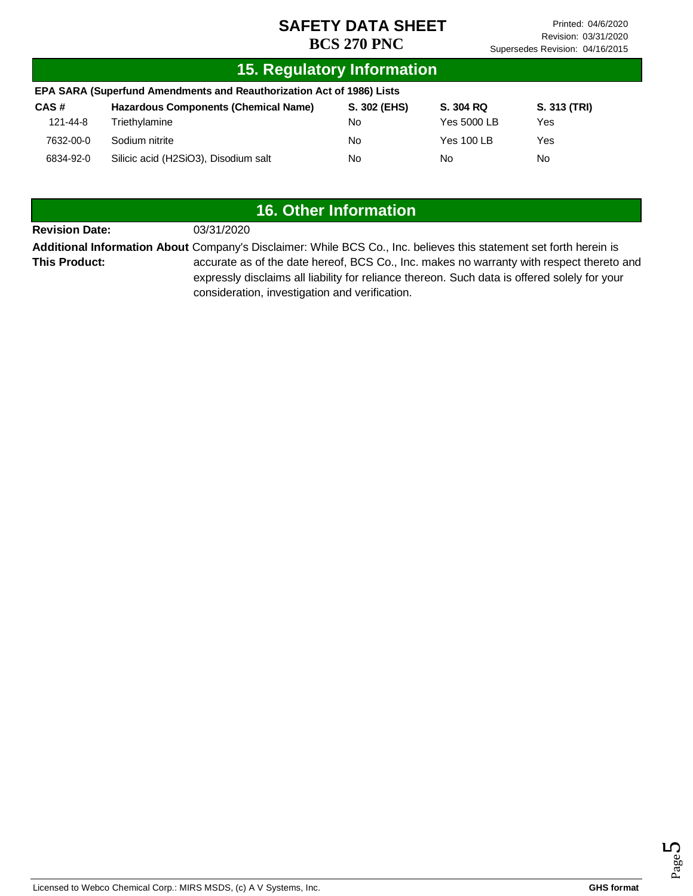## 15. Regulatory Information

**EPA SARA (Superfund Amendments and Reauthorization Act of 1986) Lists**

| CAS # | Hazardous Components (Chemical Name) | S. 302 (EHS) | S. 304 RQ | S. 313 (TRI) |
|---|---|---|---|---|
| 121-44-8 | Triethylamine | No | Yes 5000 LB | Yes |
| 7632-00-0 | Sodium nitrite | No | Yes 100 LB | Yes |
| 6834-92-0 | Silicic acid ($H_2SiO_3$), Disodium salt | No | No | No |

## 16. Other Information

**Revision Date:** 03/31/2020

**Additional Information About This Product:** Company's Disclaimer: While BCS Co., Inc. believes this statement set forth herein is accurate as of the date hereof, BCS Co., Inc. makes no warranty with respect thereto and expressly disclaims all liability for reliance thereon. Such data is offered solely for your consideration, investigation and verification.